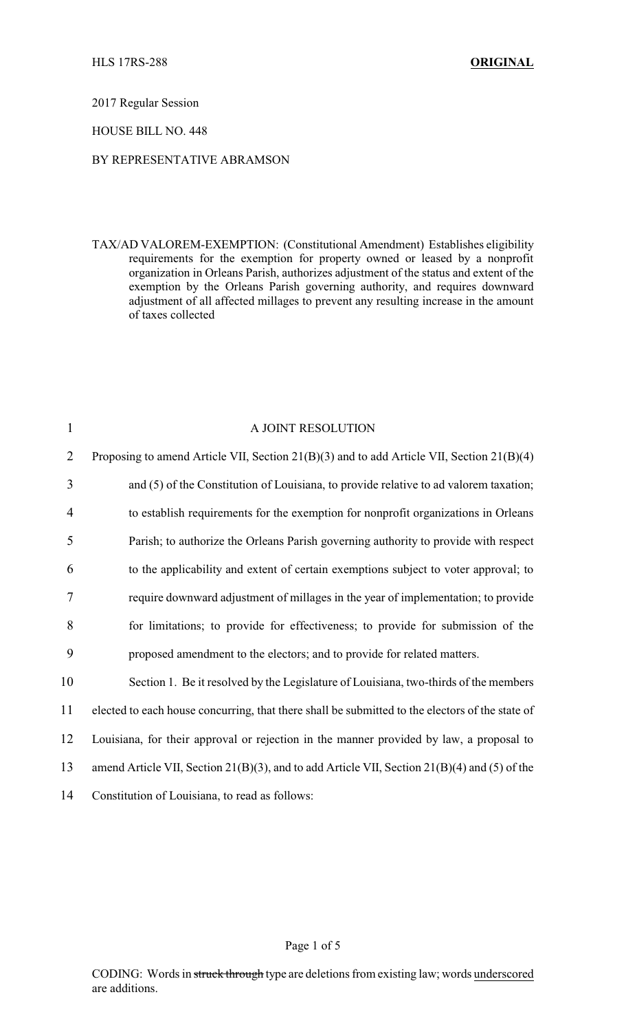HLS 17RS-288 **ORIGINAL**

2017 Regular Session

HOUSE BILL NO. 448

BY REPRESENTATIVE ABRAMSON

TAX/AD VALOREM-EXEMPTION: (Constitutional Amendment) Establishes eligibility requirements for the exemption for property owned or leased by a nonprofit organization in Orleans Parish, authorizes adjustment of the status and extent of the exemption by the Orleans Parish governing authority, and requires downward adjustment of all affected millages to prevent any resulting increase in the amount of taxes collected

A JOINT RESOLUTION

Proposing to amend Article VII, Section 21(B)(3) and to add Article VII, Section 21(B)(4) and (5) of the Constitution of Louisiana, to provide relative to ad valorem taxation; to establish requirements for the exemption for nonprofit organizations in Orleans Parish; to authorize the Orleans Parish governing authority to provide with respect to the applicability and extent of certain exemptions subject to voter approval; to require downward adjustment of millages in the year of implementation; to provide for limitations; to provide for effectiveness; to provide for submission of the proposed amendment to the electors; and to provide for related matters.

Section 1. Be it resolved by the Legislature of Louisiana, two-thirds of the members elected to each house concurring, that there shall be submitted to the electors of the state of Louisiana, for their approval or rejection in the manner provided by law, a proposal to amend Article VII, Section 21(B)(3), and to add Article VII, Section 21(B)(4) and (5) of the Constitution of Louisiana, to read as follows:

CODING: Words in ~~struck through~~ type are deletions from existing law; words underscored are additions.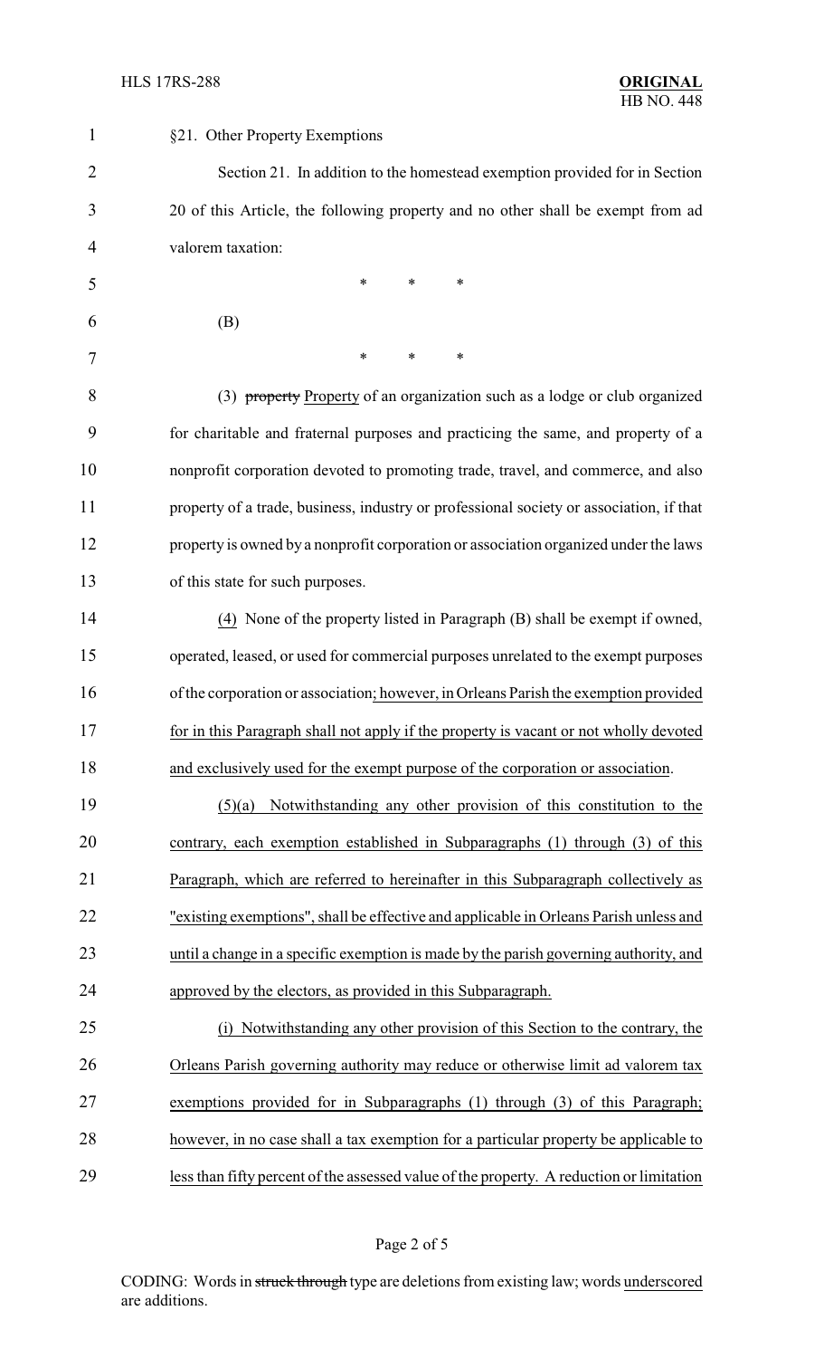§21. Other Property Exemptions

Section 21. In addition to the homestead exemption provided for in Section 20 of this Article, the following property and no other shall be exempt from ad valorem taxation:

\* \* \*

(B)

\* \* \*

(3) ~~property~~ Property of an organization such as a lodge or club organized for charitable and fraternal purposes and practicing the same, and property of a nonprofit corporation devoted to promoting trade, travel, and commerce, and also property of a trade, business, industry or professional society or association, if that property is owned by a nonprofit corporation or association organized under the laws of this state for such purposes.

(4) None of the property listed in Paragraph (B) shall be exempt if owned, operated, leased, or used for commercial purposes unrelated to the exempt purposes of the corporation or association; however, in Orleans Parish the exemption provided for in this Paragraph shall not apply if the property is vacant or not wholly devoted and exclusively used for the exempt purpose of the corporation or association.

(5)(a) Notwithstanding any other provision of this constitution to the contrary, each exemption established in Subparagraphs (1) through (3) of this Paragraph, which are referred to hereinafter in this Subparagraph collectively as "existing exemptions", shall be effective and applicable in Orleans Parish unless and until a change in a specific exemption is made by the parish governing authority, and approved by the electors, as provided in this Subparagraph.

(i) Notwithstanding any other provision of this Section to the contrary, the Orleans Parish governing authority may reduce or otherwise limit ad valorem tax exemptions provided for in Subparagraphs (1) through (3) of this Paragraph; however, in no case shall a tax exemption for a particular property be applicable to less than fifty percent of the assessed value of the property. A reduction or limitation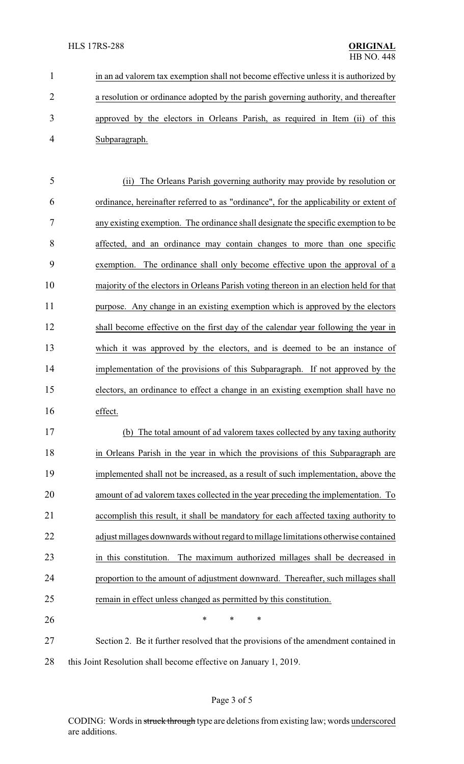in an ad valorem tax exemption shall not become effective unless it is authorized by a resolution or ordinance adopted by the parish governing authority, and thereafter approved by the electors in Orleans Parish, as required in Item (ii) of this Subparagraph.

(ii) The Orleans Parish governing authority may provide by resolution or ordinance, hereinafter referred to as "ordinance", for the applicability or extent of any existing exemption. The ordinance shall designate the specific exemption to be affected, and an ordinance may contain changes to more than one specific exemption. The ordinance shall only become effective upon the approval of a majority of the electors in Orleans Parish voting thereon in an election held for that purpose. Any change in an existing exemption which is approved by the electors shall become effective on the first day of the calendar year following the year in which it was approved by the electors, and is deemed to be an instance of implementation of the provisions of this Subparagraph. If not approved by the electors, an ordinance to effect a change in an existing exemption shall have no effect.

(b) The total amount of ad valorem taxes collected by any taxing authority in Orleans Parish in the year in which the provisions of this Subparagraph are implemented shall not be increased, as a result of such implementation, above the amount of ad valorem taxes collected in the year preceding the implementation. To accomplish this result, it shall be mandatory for each affected taxing authority to adjust millages downwards without regard to millage limitations otherwise contained in this constitution. The maximum authorized millages shall be decreased in proportion to the amount of adjustment downward. Thereafter, such millages shall remain in effect unless changed as permitted by this constitution.

\* \* \*

Section 2. Be it further resolved that the provisions of the amendment contained in this Joint Resolution shall become effective on January 1, 2019.

CODING: Words in ~~struck through~~ type are deletions from existing law; words underscored are additions.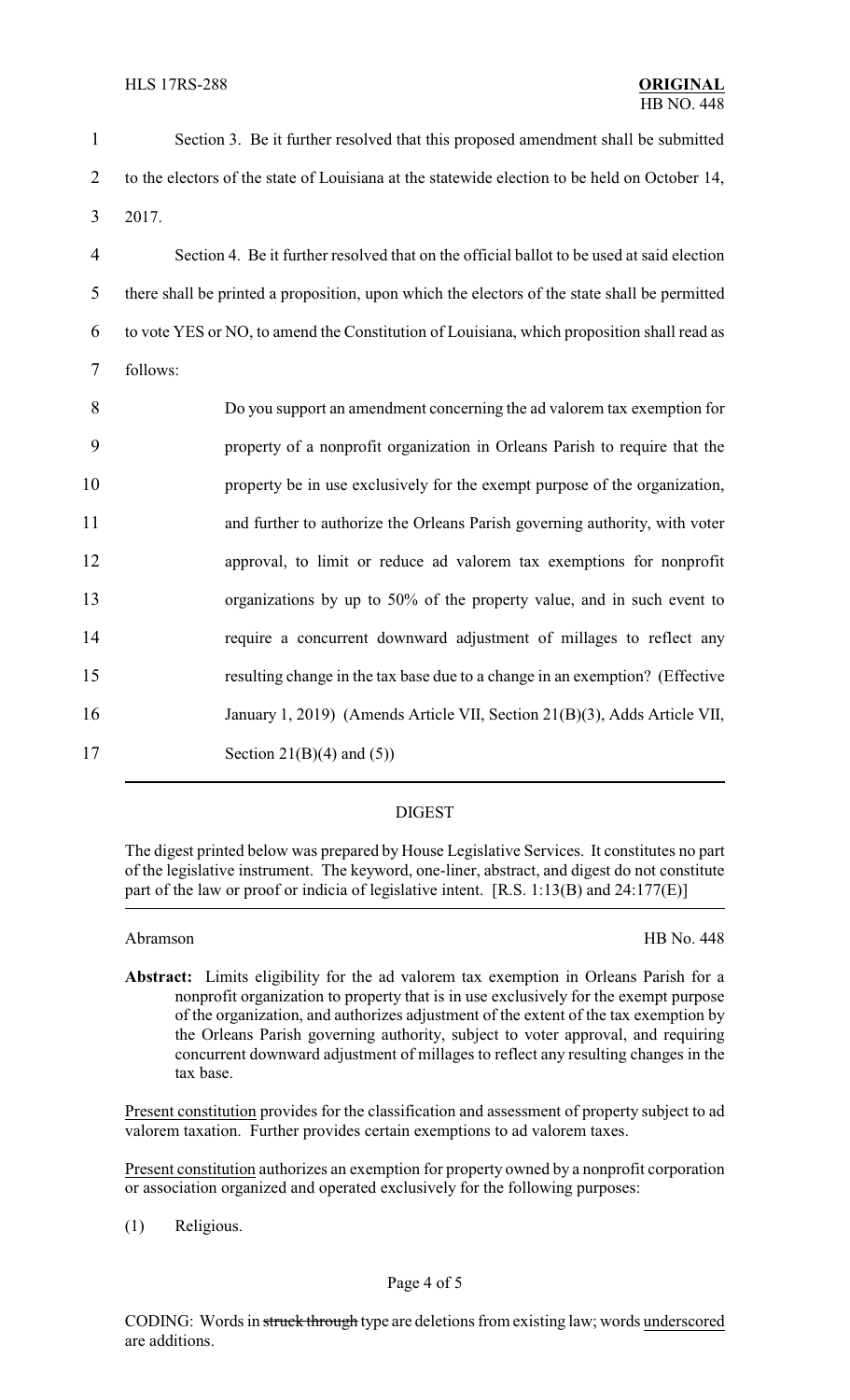Section 3. Be it further resolved that this proposed amendment shall be submitted to the electors of the state of Louisiana at the statewide election to be held on October 14, 2017.

Section 4. Be it further resolved that on the official ballot to be used at said election there shall be printed a proposition, upon which the electors of the state shall be permitted to vote YES or NO, to amend the Constitution of Louisiana, which proposition shall read as follows:

> Do you support an amendment concerning the ad valorem tax exemption for property of a nonprofit organization in Orleans Parish to require that the property be in use exclusively for the exempt purpose of the organization, and further to authorize the Orleans Parish governing authority, with voter approval, to limit or reduce ad valorem tax exemptions for nonprofit organizations by up to 50% of the property value, and in such event to require a concurrent downward adjustment of millages to reflect any resulting change in the tax base due to a change in an exemption? (Effective January 1, 2019) (Amends Article VII, Section 21(B)(3), Adds Article VII, Section 21(B)(4) and (5))

## DIGEST

The digest printed below was prepared by House Legislative Services. It constitutes no part of the legislative instrument. The keyword, one-liner, abstract, and digest do not constitute part of the law or proof or indicia of legislative intent. [R.S. 1:13(B) and 24:177(E)]

Abramson HB No. 448

**Abstract:** Limits eligibility for the ad valorem tax exemption in Orleans Parish for a nonprofit organization to property that is in use exclusively for the exempt purpose of the organization, and authorizes adjustment of the extent of the tax exemption by the Orleans Parish governing authority, subject to voter approval, and requiring concurrent downward adjustment of millages to reflect any resulting changes in the tax base.

Present constitution provides for the classification and assessment of property subject to ad valorem taxation. Further provides certain exemptions to ad valorem taxes.

Present constitution authorizes an exemption for property owned by a nonprofit corporation or association organized and operated exclusively for the following purposes:

(1) Religious.

CODING: Words in ~~struck through~~ type are deletions from existing law; words underscored are additions.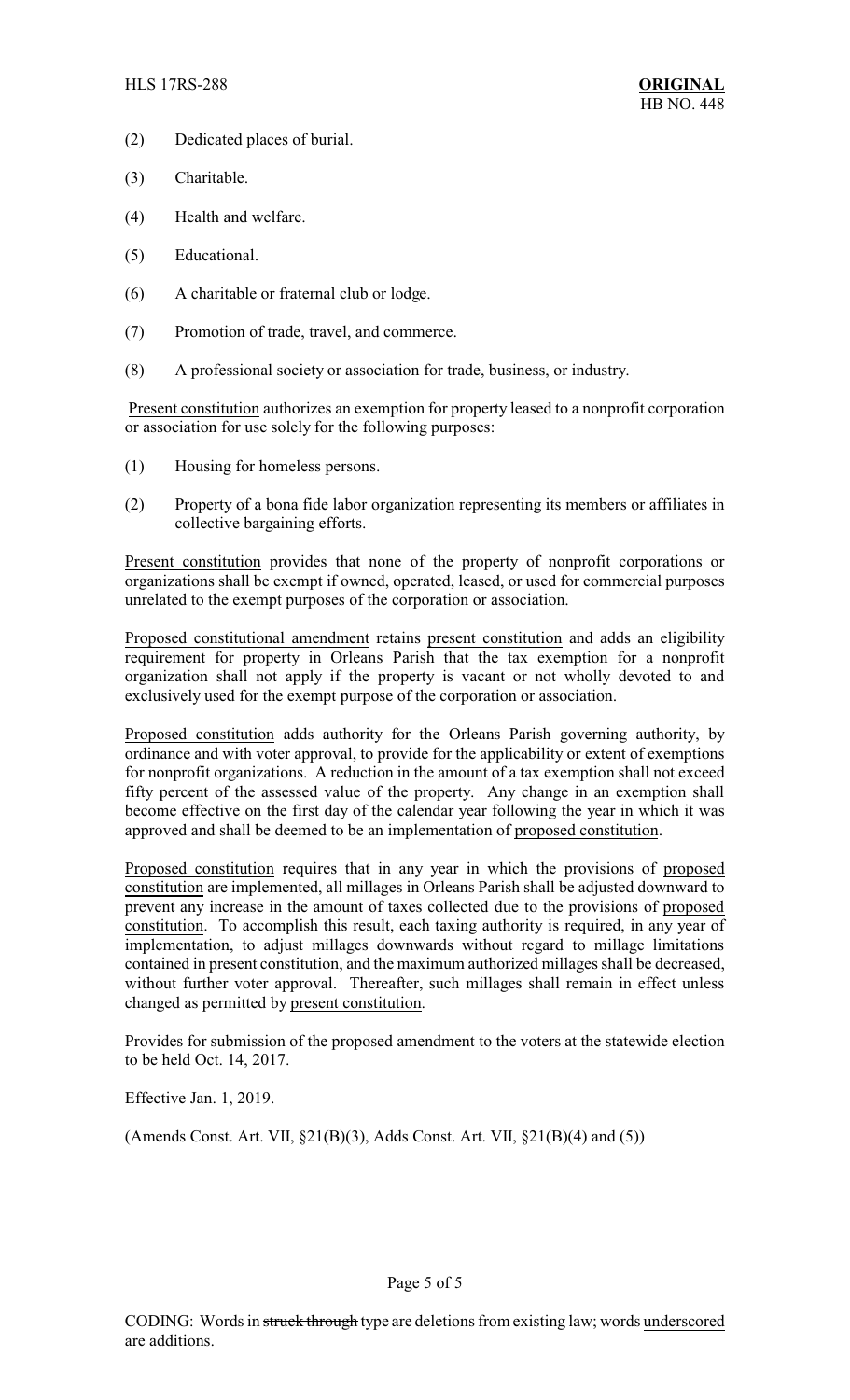(2) Dedicated places of burial.

(3) Charitable.

(4) Health and welfare.

(5) Educational.

(6) A charitable or fraternal club or lodge.

(7) Promotion of trade, travel, and commerce.

(8) A professional society or association for trade, business, or industry.

Present constitution authorizes an exemption for property leased to a nonprofit corporation or association for use solely for the following purposes:

(1) Housing for homeless persons.

(2) Property of a bona fide labor organization representing its members or affiliates in collective bargaining efforts.

Present constitution provides that none of the property of nonprofit corporations or organizations shall be exempt if owned, operated, leased, or used for commercial purposes unrelated to the exempt purposes of the corporation or association.

Proposed constitutional amendment retains present constitution and adds an eligibility requirement for property in Orleans Parish that the tax exemption for a nonprofit organization shall not apply if the property is vacant or not wholly devoted to and exclusively used for the exempt purpose of the corporation or association.

Proposed constitution adds authority for the Orleans Parish governing authority, by ordinance and with voter approval, to provide for the applicability or extent of exemptions for nonprofit organizations. A reduction in the amount of a tax exemption shall not exceed fifty percent of the assessed value of the property. Any change in an exemption shall become effective on the first day of the calendar year following the year in which it was approved and shall be deemed to be an implementation of proposed constitution.

Proposed constitution requires that in any year in which the provisions of proposed constitution are implemented, all millages in Orleans Parish shall be adjusted downward to prevent any increase in the amount of taxes collected due to the provisions of proposed constitution. To accomplish this result, each taxing authority is required, in any year of implementation, to adjust millages downwards without regard to millage limitations contained in present constitution, and the maximum authorized millages shall be decreased, without further voter approval. Thereafter, such millages shall remain in effect unless changed as permitted by present constitution.

Provides for submission of the proposed amendment to the voters at the statewide election to be held Oct. 14, 2017.

Effective Jan. 1, 2019.

(Amends Const. Art. VII, §21(B)(3), Adds Const. Art. VII, §21(B)(4) and (5))

CODING: Words in ~~struck through~~ type are deletions from existing law; words underscored are additions.